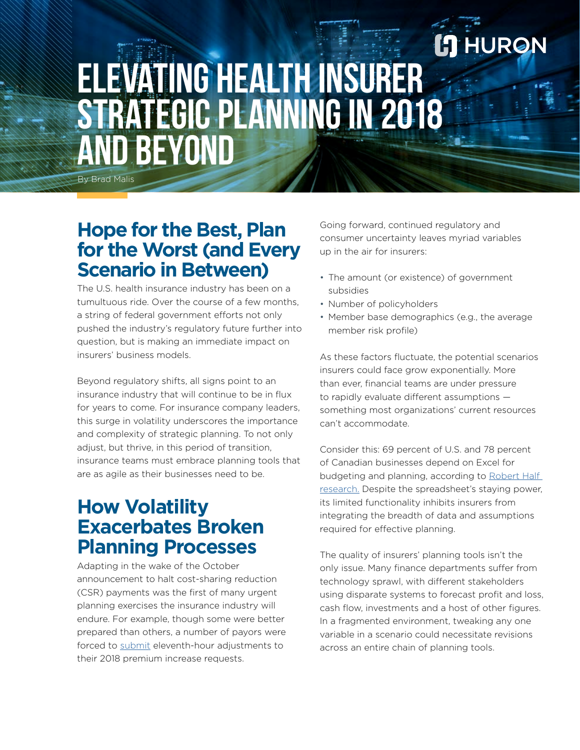# ELEVATING HEALTH INSURER STRATEGIC PLANNING IN 2018 AND BEYOND

By Brad Malis

## Hope for the Best, Plan for the Worst (and Every Scenario in Between)

The U.S. health insurance industry has been on a tumultuous ride. Over the course of a few months, a string of federal government efforts not only pushed the industry's regulatory future further into question, but is making an immediate impact on insurers' business models.

Beyond regulatory shifts, all signs point to an insurance industry that will continue to be in flux for years to come. For insurance company leaders, this surge in volatility underscores the importance and complexity of strategic planning. To not only adjust, but thrive, in this period of transition, insurance teams must embrace planning tools that are as agile as their businesses need to be.

## How Volatility Exacerbates Broken Planning Processes

Adapting in the wake of the October announcement to halt cost-sharing reduction (CSR) payments was the first of many urgent planning exercises the insurance industry will endure. For example, though some were better prepared than others, a number of payors were forced to submit eleventh-hour adjustments to their 2018 premium increase requests.

Going forward, continued regulatory and consumer uncertainty leaves myriad variables up in the air for insurers:

- The amount (or existence) of government subsidies
- Number of policyholders
- Member base demographics (e.g., the average member risk profile)

As these factors fluctuate, the potential scenarios insurers could face grow exponentially. More than ever, financial teams are under pressure to rapidly evaluate different assumptions — something most organizations' current resources can't accommodate.

Consider this: 69 percent of U.S. and 78 percent of Canadian businesses depend on Excel for budgeting and planning, according to Robert Half research. Despite the spreadsheet's staying power, its limited functionality inhibits insurers from integrating the breadth of data and assumptions required for effective planning.

The quality of insurers' planning tools isn't the only issue. Many finance departments suffer from technology sprawl, with different stakeholders using disparate systems to forecast profit and loss, cash flow, investments and a host of other figures. In a fragmented environment, tweaking any one variable in a scenario could necessitate revisions across an entire chain of planning tools.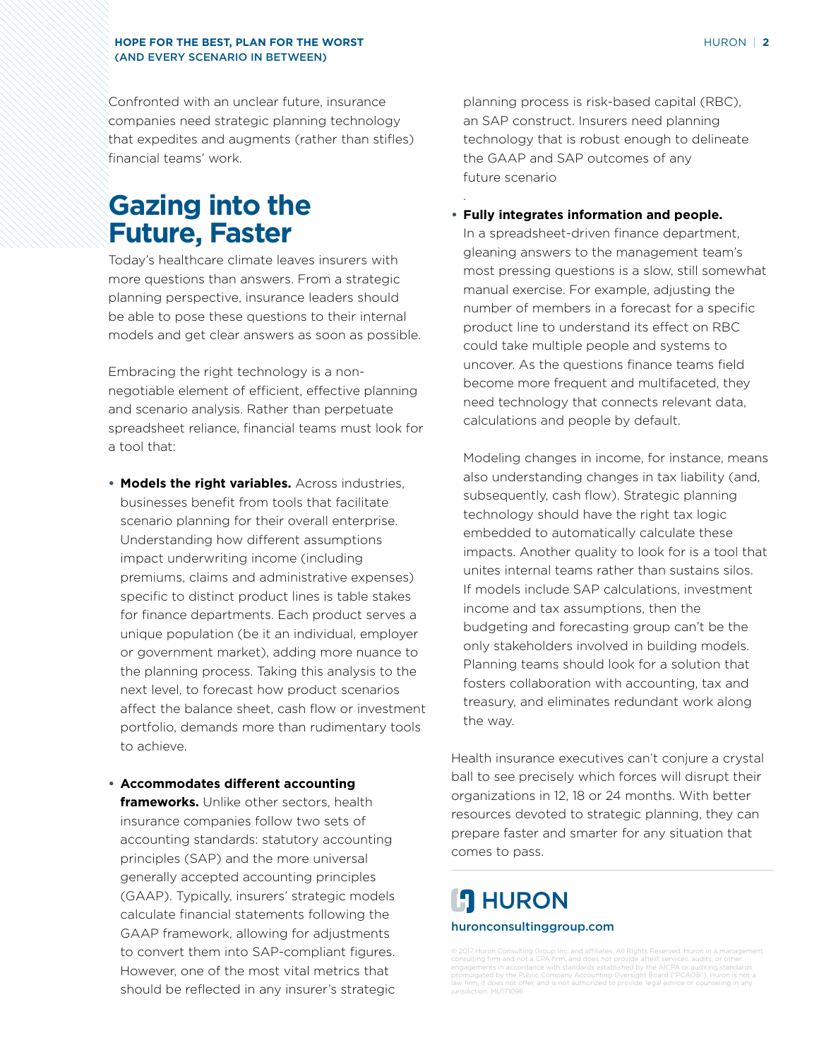Confronted with an unclear future, insurance companies need strategic planning technology that expedites and augments (rather than stifles) financial teams' work.

## Gazing into the Future, Faster

Today's healthcare climate leaves insurers with more questions than answers. From a strategic planning perspective, insurance leaders should be able to pose these questions to their internal models and get clear answers as soon as possible.

Embracing the right technology is a non-negotiable element of efficient, effective planning and scenario analysis. Rather than perpetuate spreadsheet reliance, financial teams must look for a tool that:

- **Models the right variables.** Across industries, businesses benefit from tools that facilitate scenario planning for their overall enterprise. Understanding how different assumptions impact underwriting income (including premiums, claims and administrative expenses) specific to distinct product lines is table stakes for finance departments. Each product serves a unique population (be it an individual, employer or government market), adding more nuance to the planning process. Taking this analysis to the next level, to forecast how product scenarios affect the balance sheet, cash flow or investment portfolio, demands more than rudimentary tools to achieve.

- **Accommodates different accounting frameworks.** Unlike other sectors, health insurance companies follow two sets of accounting standards: statutory accounting principles (SAP) and the more universal generally accepted accounting principles (GAAP). Typically, insurers' strategic models calculate financial statements following the GAAP framework, allowing for adjustments to convert them into SAP-compliant figures. However, one of the most vital metrics that should be reflected in any insurer's strategic planning process is risk-based capital (RBC), an SAP construct. Insurers need planning technology that is robust enough to delineate the GAAP and SAP outcomes of any future scenario.

- **Fully integrates information and people.** In a spreadsheet-driven finance department, gleaning answers to the management team's most pressing questions is a slow, still somewhat manual exercise. For example, adjusting the number of members in a forecast for a specific product line to understand its effect on RBC could take multiple people and systems to uncover. As the questions finance teams field become more frequent and multifaceted, they need technology that connects relevant data, calculations and people by default.

  Modeling changes in income, for instance, means also understanding changes in tax liability (and, subsequently, cash flow). Strategic planning technology should have the right tax logic embedded to automatically calculate these impacts. Another quality to look for is a tool that unites internal teams rather than sustains silos. If models include SAP calculations, investment income and tax assumptions, then the budgeting and forecasting group can't be the only stakeholders involved in building models. Planning teams should look for a solution that fosters collaboration with accounting, tax and treasury, and eliminates redundant work along the way.

Health insurance executives can't conjure a crystal ball to see precisely which forces will disrupt their organizations in 12, 18 or 24 months. With better resources devoted to strategic planning, they can prepare faster and smarter for any situation that comes to pass.

**HURON**

huronconsultinggroup.com

© 2017 Huron Consulting Group Inc. and affiliates. All Rights Reserved. Huron is a management consulting firm and not a CPA firm, and does not provide attest services, audits, or other engagements in accordance with standards established by the AICPA or auditing standards promulgated by the Public Company Accounting Oversight Board ("PCAOB"). Huron is not a law firm; it does not offer, and is not authorized to provide, legal advice or counseling in any jurisdiction. MU171096